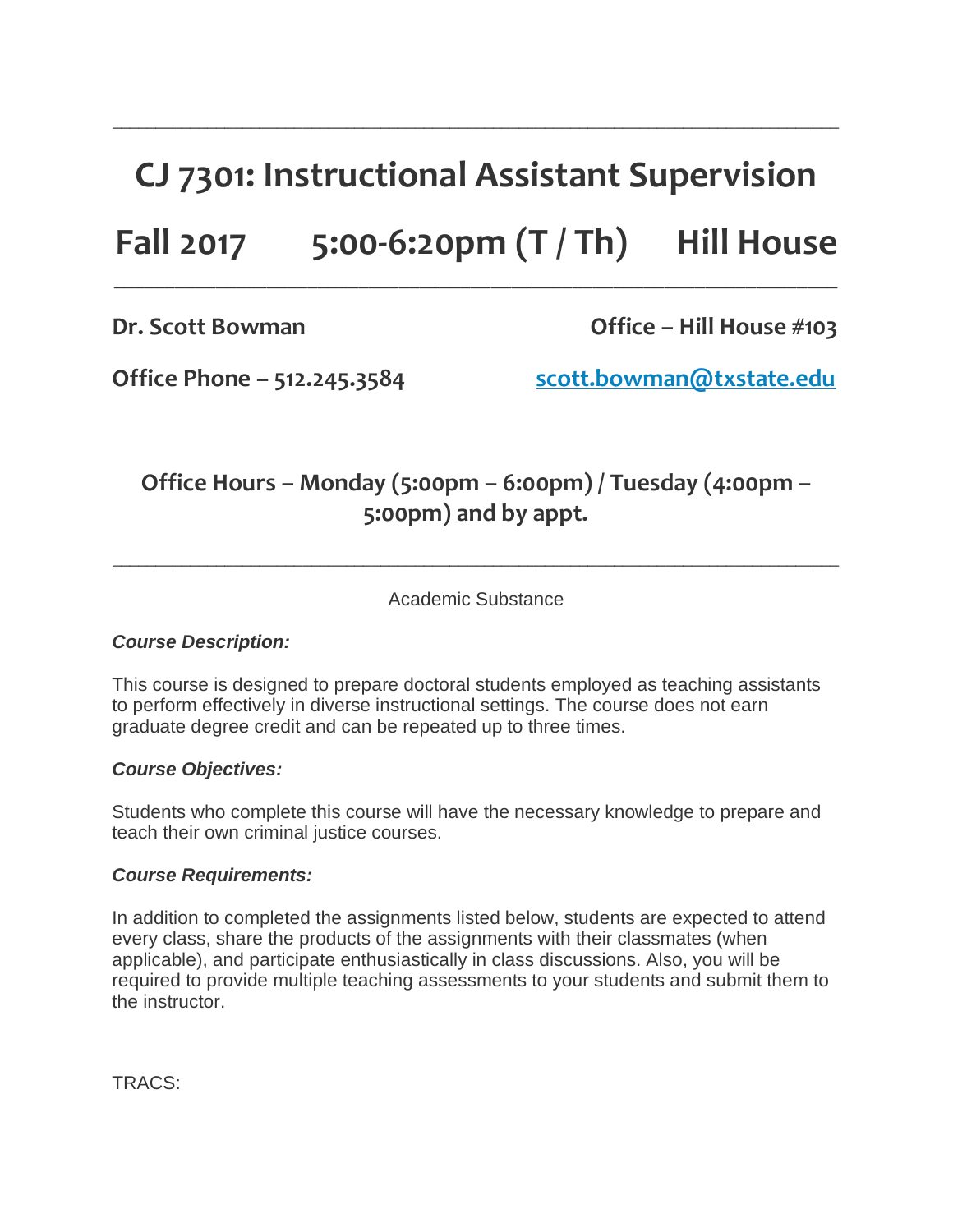# CJ 7301: Instructional Assistant Supervision

## Fall 2017 5:00-6:20pm (T / Th) Hill House

**Dr. Scott Bowman** **Office – Hill House #103**

**Office Phone – 512.245.3584** **scott.bowman@txstate.edu**

**Office Hours – Monday (5:00pm – 6:00pm) / Tuesday (4:00pm – 5:00pm) and by appt.**

Academic Substance

***Course Description:***

This course is designed to prepare doctoral students employed as teaching assistants to perform effectively in diverse instructional settings. The course does not earn graduate degree credit and can be repeated up to three times.

***Course Objectives:***

Students who complete this course will have the necessary knowledge to prepare and teach their own criminal justice courses.

***Course Requirements:***

In addition to completed the assignments listed below, students are expected to attend every class, share the products of the assignments with their classmates (when applicable), and participate enthusiastically in class discussions. Also, you will be required to provide multiple teaching assessments to your students and submit them to the instructor.

TRACS: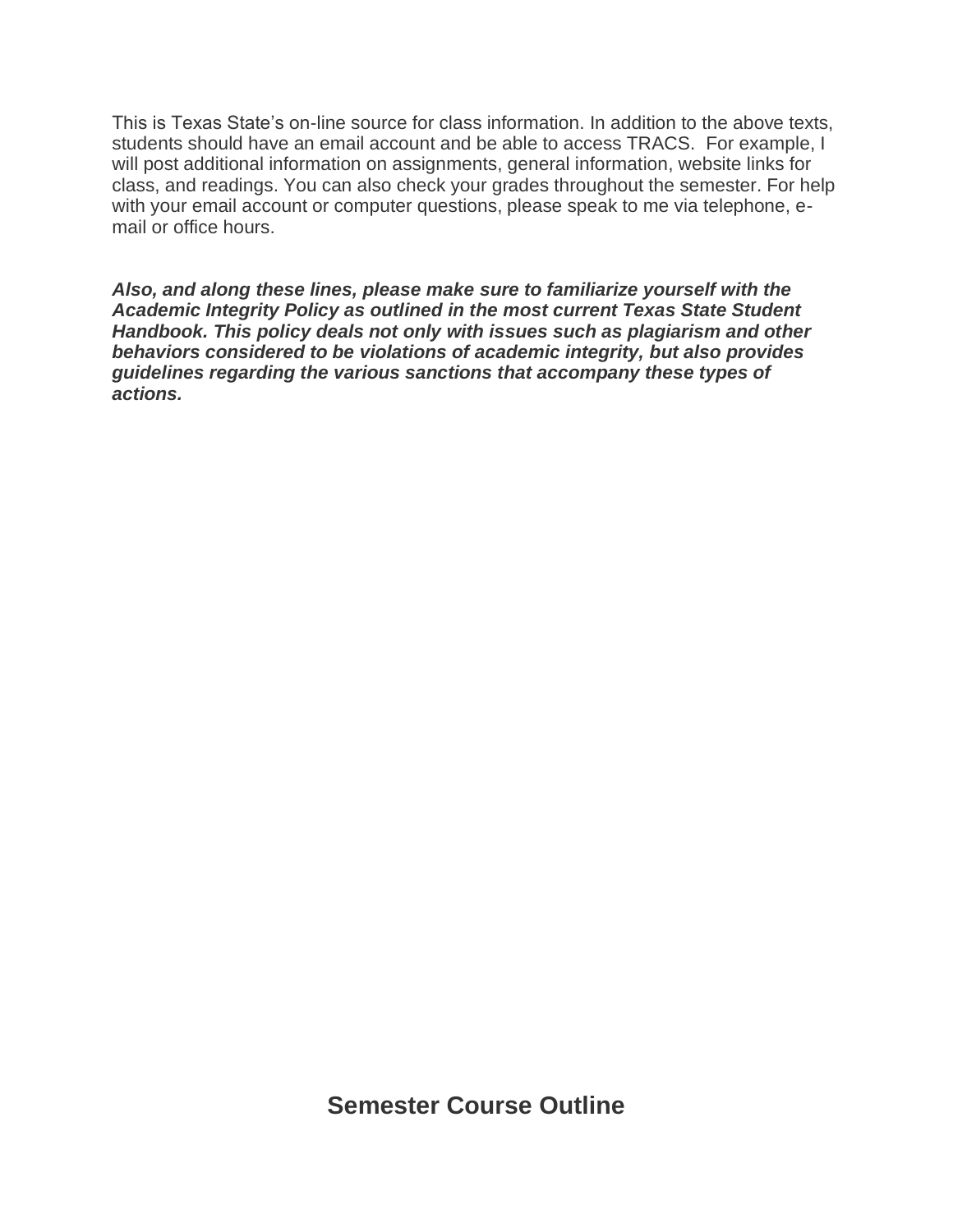This is Texas State's on-line source for class information. In addition to the above texts, students should have an email account and be able to access TRACS. For example, I will post additional information on assignments, general information, website links for class, and readings. You can also check your grades throughout the semester. For help with your email account or computer questions, please speak to me via telephone, e-mail or office hours.

***Also, and along these lines, please make sure to familiarize yourself with the Academic Integrity Policy as outlined in the most current Texas State Student Handbook. This policy deals not only with issues such as plagiarism and other behaviors considered to be violations of academic integrity, but also provides guidelines regarding the various sanctions that accompany these types of actions.***

## Semester Course Outline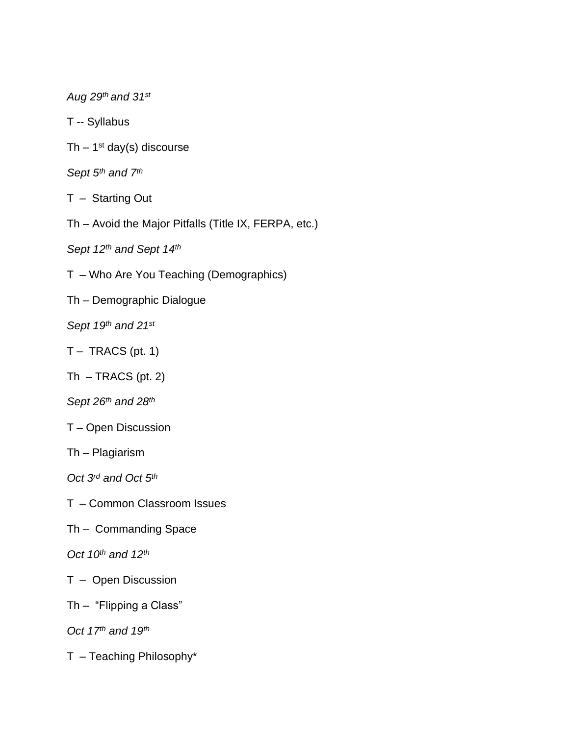*Aug 29th and 31st*

T -- Syllabus

Th – 1st day(s) discourse

*Sept 5th and 7th*

T – Starting Out

Th – Avoid the Major Pitfalls (Title IX, FERPA, etc.)

*Sept 12th and Sept 14th*

T – Who Are You Teaching (Demographics)

Th – Demographic Dialogue

*Sept 19th and 21st*

T – TRACS (pt. 1)

Th – TRACS (pt. 2)

*Sept 26th and 28th*

T – Open Discussion

Th – Plagiarism

*Oct 3rd and Oct 5th*

T – Common Classroom Issues

Th – Commanding Space

*Oct 10th and 12th*

T – Open Discussion

Th – "Flipping a Class"

*Oct 17th and 19th*

T – Teaching Philosophy*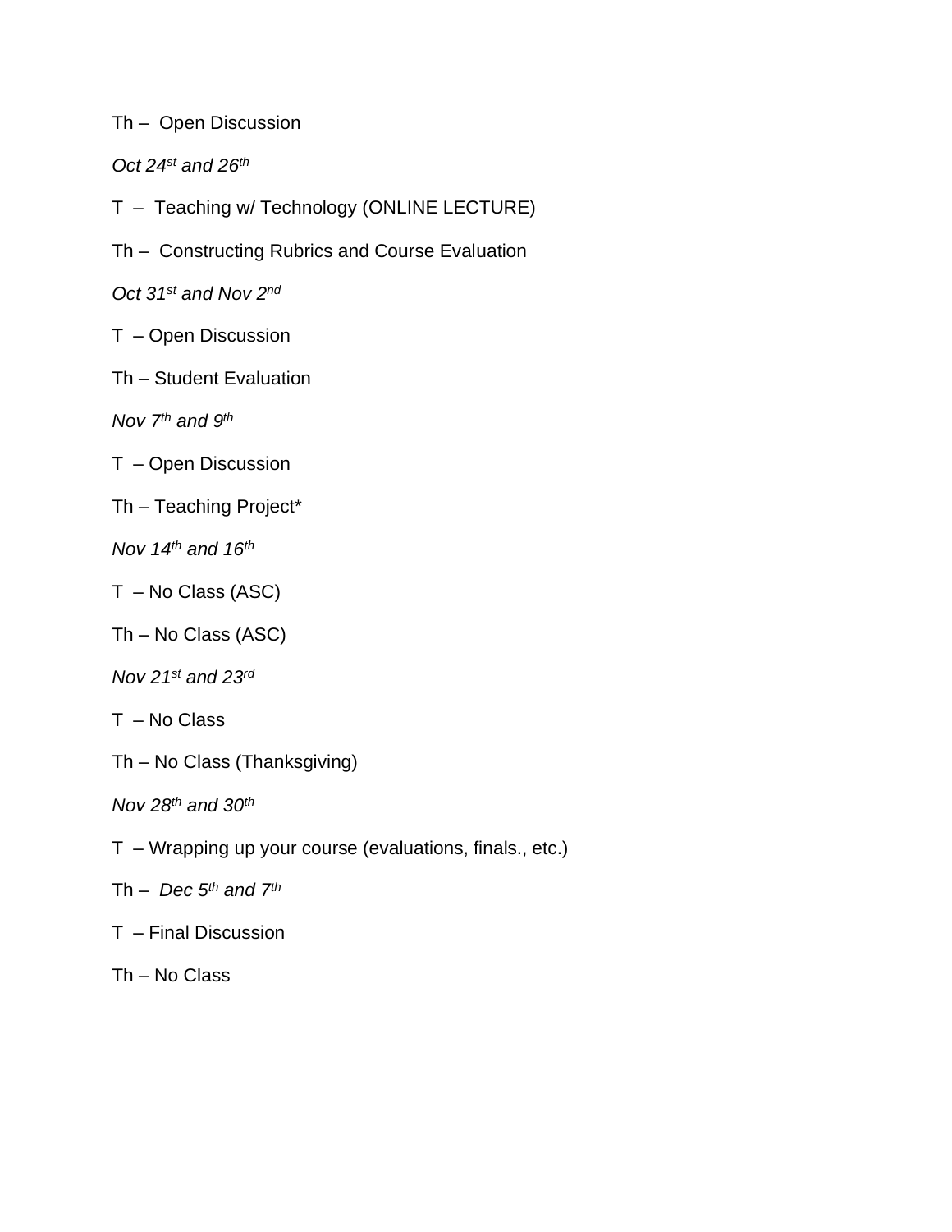Th – Open Discussion

*Oct 24st and 26th*

T – Teaching w/ Technology (ONLINE LECTURE)

Th – Constructing Rubrics and Course Evaluation

*Oct 31st and Nov 2nd*

T – Open Discussion

Th – Student Evaluation

*Nov 7th and 9th*

T – Open Discussion

Th – Teaching Project*

*Nov 14th and 16th*

T – No Class (ASC)

Th – No Class (ASC)

*Nov 21st and 23rd*

T – No Class

Th – No Class (Thanksgiving)

*Nov 28th and 30th*

T – Wrapping up your course (evaluations, finals., etc.)

Th – *Dec 5th and 7th*

T – Final Discussion

Th – No Class